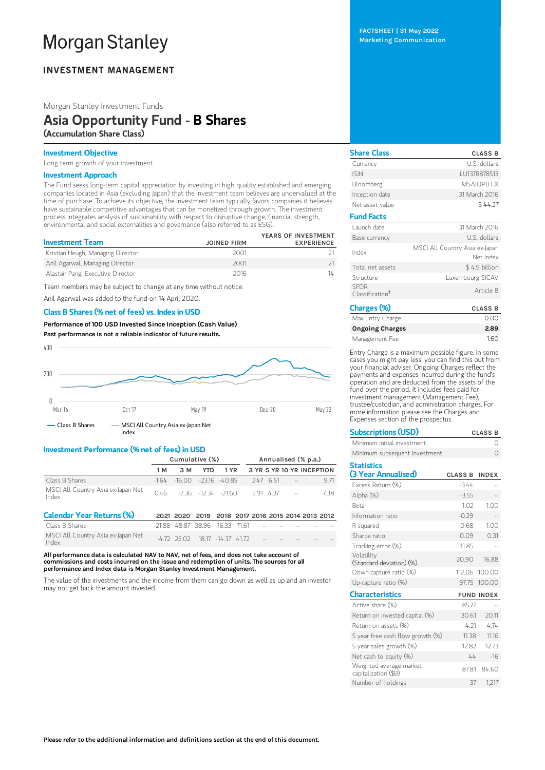# Morgan Stanley

**INVESTMENT MANAGEMENT**

FACTSHEET | 31 May 2022
Marketing Communication

Morgan Stanley Investment Funds

## Asia Opportunity Fund - B Shares

**(Accumulation Share Class)**

### Investment Objective

Long term growth of your investment.

### Investment Approach

The Fund seeks long-term capital appreciation by investing in high quality established and emerging companies located in Asia (excluding Japan) that the investment team believes are undervalued at the time of purchase. To achieve its objective, the investment team typically favors companies it believes have sustainable competitive advantages that can be monetized through growth. The investment process integrates analysis of sustainability with respect to disruptive change, financial strength, environmental and social externalities and governance (also referred to as ESG).

| Investment Team | JOINED FIRM | YEARS OF INVESTMENT EXPERIENCE |
|---|---|---|
| Kristian Heugh, Managing Director | 2001 | 21 |
| Anil Agarwal, Managing Director | 2001 | 21 |
| Alastair Pang, Executive Director | 2016 | 14 |

Team members may be subject to change at any time without notice.

Anil Agarwal was added to the fund on 14 April 2020.

### Class B Shares (% net of fees) vs. Index in USD

**Performance of 100 USD Invested Since Inception (Cash Value)**

**Past performance is not a reliable indicator of future results.**

— Class B Shares — MSCI All Country Asia ex-Japan Net Index

### Investment Performance (% net of fees) in USD

| | Cumulative (%) | | | | Annualised (% p.a.) | | | |
|---|---|---|---|---|---|---|---|---|
| | 1 M | 3 M | YTD | 1 YR | 3 YR | 5 YR | 10 YR | INCEPTION |
| Class B Shares | -1.64 | -16.00 | -23.16 | -40.85 | 2.47 | 6.51 | -- | 9.71 |
| MSCI All Country Asia ex-Japan Net Index | 0.46 | -7.36 | -12.34 | -21.60 | 5.91 | 4.37 | -- | 7.38 |

### Calendar Year Returns (%)

| | 2021 | 2020 | 2019 | 2018 | 2017 | 2016 | 2015 | 2014 | 2013 | 2012 |
|---|---|---|---|---|---|---|---|---|---|---|
| Class B Shares | -21.88 | 48.87 | 38.96 | -16.33 | 71.61 | -- | -- | -- | -- | -- |
| MSCI All Country Asia ex-Japan Net Index | -4.72 | 25.02 | 18.17 | -14.37 | 41.72 | -- | -- | -- | -- | -- |

**All performance data is calculated NAV to NAV, net of fees, and does not take account of commissions and costs incurred on the issue and redemption of units. The sources for all performance and Index data is Morgan Stanley Investment Management.**

The value of the investments and the income from them can go down as well as up and an investor may not get back the amount invested.

### Share Class

| | CLASS B |
|---|---|
| Currency | U.S. dollars |
| ISIN | LU1378878513 |
| Bloomberg | MSAIOPB LX |
| Inception date | 31 March 2016 |
| Net asset value | $ 44.27 |

### Fund Facts

| | |
|---|---|
| Launch date | 31 March 2016 |
| Base currency | U.S. dollars |
| Index | MSCI All Country Asia ex-Japan Net Index |
| Total net assets | $ 4.9 billion |
| Structure | Luxembourg SICAV |
| SFDR Classification† | Article 8 |

### Charges (%)

| | CLASS B |
|---|---|
| Max Entry Charge | 0.00 |
| **Ongoing Charges** | **2.89** |
| Management Fee | 1.60 |

Entry Charge is a maximum possible figure. In some cases you might pay less, you can find this out from your financial adviser. Ongoing Charges reflect the payments and expenses incurred during the fund's operation and are deducted from the assets of the fund over the period. It includes fees paid for investment management (Management Fee), trustee/custodian, and administration charges. For more information please see the Charges and Expenses section of the prospectus.

### Subscriptions (USD)

| | CLASS B |
|---|---|
| Minimum initial investment | 0 |
| Minimum subsequent Investment | 0 |

### Statistics (3 Year Annualised)

| | CLASS B | INDEX |
|---|---|---|
| Excess Return (%) | -3.44 | -- |
| Alpha (%) | -3.55 | -- |
| Beta | 1.02 | 1.00 |
| Information ratio | -0.29 | -- |
| R squared | 0.68 | 1.00 |
| Sharpe ratio | 0.09 | 0.31 |
| Tracking error (%) | 11.85 | -- |
| Volatility (Standard deviation) (%) | 20.90 | 16.88 |
| Down-capture ratio (%) | 112.06 | 100.00 |
| Up-capture ratio (%) | 97.75 | 100.00 |

### Characteristics

| | FUND | INDEX |
|---|---|---|
| Active share (%) | 85.77 | -- |
| Return on invested capital (%) | 30.61 | 20.11 |
| Return on assets (%) | 4.21 | 4.74 |
| 5 year free cash flow growth (%) | 11.38 | 11.16 |
| 5 year sales growth (%) | 12.82 | 12.73 |
| Net cash to equity (%) | 44 | -16 |
| Weighted average market capitalization ($B) | 87.81 | 84.60 |
| Number of holdings | 37 | 1,217 |

**Please refer to the additional information and definitions section at the end of this document.**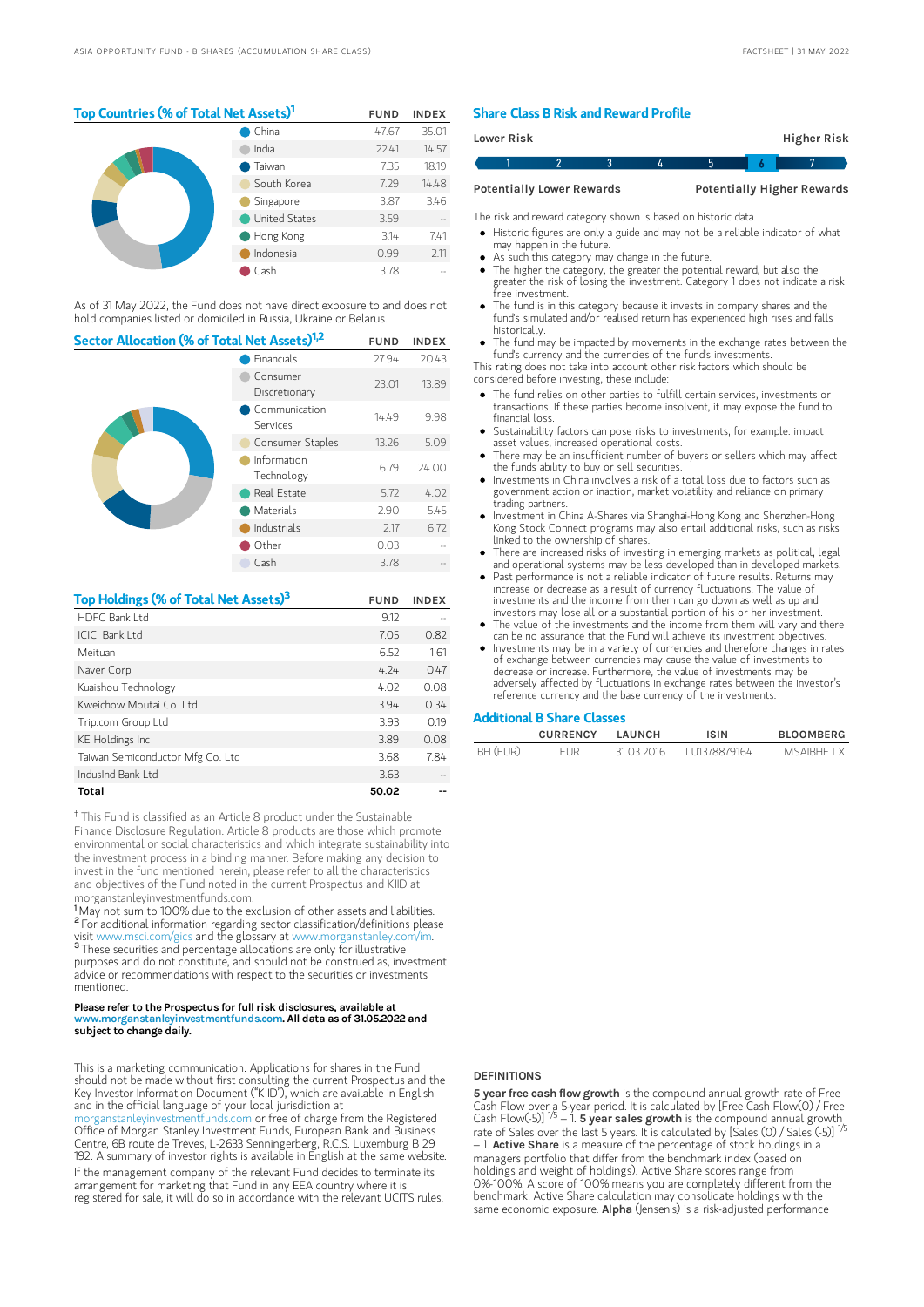## Top Countries (% of Total Net Assets)[1]

| | FUND | INDEX |
|---|---|---|
| China | 47.67 | 35.01 |
| India | 22.41 | 14.57 |
| Taiwan | 7.35 | 18.19 |
| South Korea | 7.29 | 14.48 |
| Singapore | 3.87 | 3.46 |
| United States | 3.59 | -- |
| Hong Kong | 3.14 | 7.41 |
| Indonesia | 0.99 | 2.11 |
| Cash | 3.78 | -- |

As of 31 May 2022, the Fund does not have direct exposure to and does not hold companies listed or domiciled in Russia, Ukraine or Belarus.

## Sector Allocation (% of Total Net Assets)[1,2]

| | FUND | INDEX |
|---|---|---|
| Financials | 27.94 | 20.43 |
| Consumer Discretionary | 23.01 | 13.89 |
| Communication Services | 14.49 | 9.98 |
| Consumer Staples | 13.26 | 5.09 |
| Information Technology | 6.79 | 24.00 |
| Real Estate | 5.72 | 4.02 |
| Materials | 2.90 | 5.45 |
| Industrials | 2.17 | 6.72 |
| Other | 0.03 | -- |
| Cash | 3.78 | -- |

## Top Holdings (% of Total Net Assets)[3]

| | FUND | INDEX |
|---|---|---|
| HDFC Bank Ltd | 9.12 | -- |
| ICICI Bank Ltd | 7.05 | 0.82 |
| Meituan | 6.52 | 1.61 |
| Naver Corp | 4.24 | 0.47 |
| Kuaishou Technology | 4.02 | 0.08 |
| Kweichow Moutai Co. Ltd | 3.94 | 0.34 |
| Trip.com Group Ltd | 3.93 | 0.19 |
| KE Holdings Inc | 3.89 | 0.08 |
| Taiwan Semiconductor Mfg Co. Ltd | 3.68 | 7.84 |
| IndusInd Bank Ltd | 3.63 | -- |
| **Total** | **50.02** | **--** |

† This Fund is classified as an Article 8 product under the Sustainable Finance Disclosure Regulation. Article 8 products are those which promote environmental or social characteristics and which integrate sustainability into the investment process in a binding manner. Before making any decision to invest in the fund mentioned herein, please refer to all the characteristics and objectives of the Fund noted in the current Prospectus and KIID at morganstanleyinvestmentfunds.com.

[1] May not sum to 100% due to the exclusion of other assets and liabilities.
[2] For additional information regarding sector classification/definitions please visit www.msci.com/gics and the glossary at www.morganstanley.com/im.
[3] These securities and percentage allocations are only for illustrative purposes and do not constitute, and should not be construed as, investment advice or recommendations with respect to the securities or investments mentioned.

**Please refer to the Prospectus for full risk disclosures, available at www.morganstanleyinvestmentfunds.com. All data as of 31.05.2022 and subject to change daily.**

## Share Class B Risk and Reward Profile

Lower Risk — Higher Risk

| 1 | 2 | 3 | 4 | 5 | **6** | 7 |
|---|---|---|---|---|---|---|

Potentially Lower Rewards — Potentially Higher Rewards

The risk and reward category shown is based on historic data.

- Historic figures are only a guide and may not be a reliable indicator of what may happen in the future.
- As such this category may change in the future.
- The higher the category, the greater the potential reward, but also the greater the risk of losing the investment. Category 1 does not indicate a risk free investment.
- The fund is in this category because it invests in company shares and the fund's simulated and/or realised return has experienced high rises and falls historically.
- The fund may be impacted by movements in the exchange rates between the fund's currency and the currencies of the fund's investments.

This rating does not take into account other risk factors which should be considered before investing, these include:

- The fund relies on other parties to fulfill certain services, investments or transactions. If these parties become insolvent, it may expose the fund to financial loss.
- Sustainability factors can pose risks to investments, for example: impact asset values, increased operational costs.
- There may be an insufficient number of buyers or sellers which may affect the funds ability to buy or sell securities.
- Investments in China involves a risk of a total loss due to factors such as government action or inaction, market volatility and reliance on primary trading partners.
- Investment in China A-Shares via Shanghai-Hong Kong and Shenzhen-Hong Kong Stock Connect programs may also entail additional risks, such as risks linked to the ownership of shares.
- There are increased risks of investing in emerging markets as political, legal and operational systems may be less developed than in developed markets.
- Past performance is not a reliable indicator of future results. Returns may increase or decrease as a result of currency fluctuations. The value of investments and the income from them can go down as well as up and investors may lose all or a substantial portion of his or her investment.
- The value of the investments and the income from them will vary and there can be no assurance that the Fund will achieve its investment objectives.
- Investments may be in a variety of currencies and therefore changes in rates of exchange between currencies may cause the value of investments to decrease or increase. Furthermore, the value of investments may be adversely affected by fluctuations in exchange rates between the investor's reference currency and the base currency of the investments.

## Additional B Share Classes

| | CURRENCY | LAUNCH | ISIN | BLOOMBERG |
|---|---|---|---|---|
| BH (EUR) | EUR | 31.03.2016 | LU1378879164 | MSAIBHE LX |

This is a marketing communication. Applications for shares in the Fund should not be made without first consulting the current Prospectus and the Key Investor Information Document ("KIID"), which are available in English and in the official language of your local jurisdiction at morganstanleyinvestmentfunds.com or free of charge from the Registered Office of Morgan Stanley Investment Funds, European Bank and Business Centre, 6B route de Trèves, L-2633 Senningerberg, R.C.S. Luxemburg B 29 192. A summary of investor rights is available in English at the same website.

If the management company of the relevant Fund decides to terminate its arrangement for marketing that Fund in any EEA country where it is registered for sale, it will do so in accordance with the relevant UCITS rules.

### DEFINITIONS

**5 year free cash flow growth** is the compound annual growth rate of Free Cash Flow over a 5-year period. It is calculated by $[\text{Free Cash Flow}(0) / \text{Free Cash Flow}(-5)]^{1/5} - 1$. **5 year sales growth** is the compound annual growth rate of Sales over the last 5 years. It is calculated by $[\text{Sales}(0) / \text{Sales}(-5)]^{1/5} - 1$. **Active Share** is a measure of the percentage of stock holdings in a managers portfolio that differ from the benchmark index (based on holdings and weight of holdings). Active Share scores range from 0%-100%. A score of 100% means you are completely different from the benchmark. Active Share calculation may consolidate holdings with the same economic exposure. **Alpha** (Jensen's) is a risk-adjusted performance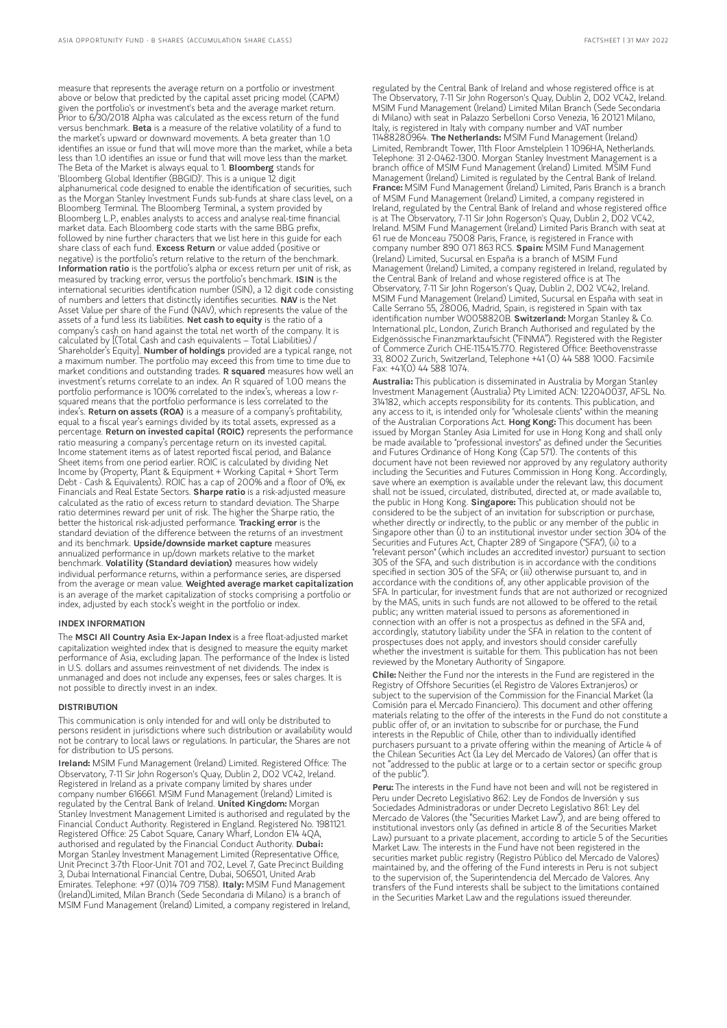measure that represents the average return on a portfolio or investment above or below that predicted by the capital asset pricing model (CAPM) given the portfolio's or investment's beta and the average market return. Prior to 6/30/2018 Alpha was calculated as the excess return of the fund versus benchmark. **Beta** is a measure of the relative volatility of a fund to the market's upward or downward movements. A beta greater than 1.0 identifies an issue or fund that will move more than the market, while a beta less than 1.0 identifies an issue or fund that will move less than the market. The Beta of the Market is always equal to 1. **Bloomberg** stands for 'Bloomberg Global Identifier (BBGID)'. This is a unique 12 digit alphanumerical code designed to enable the identification of securities, such as the Morgan Stanley Investment Funds sub-funds at share class level, on a Bloomberg Terminal. The Bloomberg Terminal, a system provided by Bloomberg L.P., enables analysts to access and analyse real-time financial market data. Each Bloomberg code starts with the same BBG prefix, followed by nine further characters that we list here in this guide for each share class of each fund. **Excess Return** or value added (positive or negative) is the portfolio's return relative to the return of the benchmark. **Information ratio** is the portfolio's alpha or excess return per unit of risk, as measured by tracking error, versus the portfolio's benchmark. **ISIN** is the international securities identification number (ISIN), a 12 digit code consisting of numbers and letters that distinctly identifies securities. **NAV** is the Net Asset Value per share of the Fund (NAV), which represents the value of the assets of a fund less its liabilities. **Net cash to equity** is the ratio of a company's cash on hand against the total net worth of the company. It is calculated by [(Total Cash and cash equivalents – Total Liabilities) / Shareholder's Equity]. **Number of holdings** provided are a typical range, not a maximum number. The portfolio may exceed this from time to time due to market conditions and outstanding trades. **R squared** measures how well an investment's returns correlate to an index. An R squared of 1.00 means the portfolio performance is 100% correlated to the index's, whereas a low r-squared means that the portfolio performance is less correlated to the index's. **Return on assets (ROA)** is a measure of a company's profitability, equal to a fiscal year's earnings divided by its total assets, expressed as a percentage. **Return on invested capital (ROIC)** represents the performance ratio measuring a company's percentage return on its invested capital. Income statement items as of latest reported fiscal period, and Balance Sheet items from one period earlier. ROIC is calculated by dividing Net Income by (Property, Plant & Equipment + Working Capital + Short Term Debt - Cash & Equivalents). ROIC has a cap of 200% and a floor of 0%, ex Financials and Real Estate Sectors. **Sharpe ratio** is a risk-adjusted measure calculated as the ratio of excess return to standard deviation. The Sharpe ratio determines reward per unit of risk. The higher the Sharpe ratio, the better the historical risk-adjusted performance. **Tracking error** is the standard deviation of the difference between the returns of an investment and its benchmark. **Upside/downside market capture** measures annualized performance in up/down markets relative to the market benchmark. **Volatility (Standard deviation)** measures how widely individual performance returns, within a performance series, are dispersed from the average or mean value. **Weighted average market capitalization** is an average of the market capitalization of stocks comprising a portfolio or index, adjusted by each stock's weight in the portfolio or index.

## INDEX INFORMATION

The **MSCI All Country Asia Ex-Japan Index** is a free float-adjusted market capitalization weighted index that is designed to measure the equity market performance of Asia, excluding Japan. The performance of the Index is listed in U.S. dollars and assumes reinvestment of net dividends. The index is unmanaged and does not include any expenses, fees or sales charges. It is not possible to directly invest in an index.

## DISTRIBUTION

This communication is only intended for and will only be distributed to persons resident in jurisdictions where such distribution or availability would not be contrary to local laws or regulations. In particular, the Shares are not for distribution to US persons.

**Ireland:** MSIM Fund Management (Ireland) Limited. Registered Office: The Observatory, 7-11 Sir John Rogerson's Quay, Dublin 2, D02 VC42, Ireland. Registered in Ireland as a private company limited by shares under company number 616661. MSIM Fund Management (Ireland) Limited is regulated by the Central Bank of Ireland. **United Kingdom:** Morgan Stanley Investment Management Limited is authorised and regulated by the Financial Conduct Authority. Registered in England. Registered No. 1981121. Registered Office: 25 Cabot Square, Canary Wharf, London E14 4QA, authorised and regulated by the Financial Conduct Authority. **Dubai:** Morgan Stanley Investment Management Limited (Representative Office, Unit Precinct 3-7th Floor-Unit 701 and 702, Level 7, Gate Precinct Building 3, Dubai International Financial Centre, Dubai, 506501, United Arab Emirates. Telephone: +97 (0)14 709 7158). **Italy:** MSIM Fund Management (Ireland)Limited, Milan Branch (Sede Secondaria di Milano) is a branch of MSIM Fund Management (Ireland) Limited, a company registered in Ireland, regulated by the Central Bank of Ireland and whose registered office is at The Observatory, 7-11 Sir John Rogerson's Quay, Dublin 2, D02 VC42, Ireland. MSIM Fund Management (Ireland) Limited Milan Branch (Sede Secondaria di Milano) with seat in Palazzo Serbelloni Corso Venezia, 16 20121 Milano, Italy, is registered in Italy with company number and VAT number 11488280964. **The Netherlands:** MSIM Fund Management (Ireland) Limited, Rembrandt Tower, 11th Floor Amstelplein 1 1096HA, Netherlands. Telephone: 31 2-0462-1300. Morgan Stanley Investment Management is a branch office of MSIM Fund Management (Ireland) Limited. MSIM Fund Management (Ireland) Limited is regulated by the Central Bank of Ireland. **France:** MSIM Fund Management (Ireland) Limited, Paris Branch is a branch of MSIM Fund Management (Ireland) Limited, a company registered in Ireland, regulated by the Central Bank of Ireland and whose registered office is at The Observatory, 7-11 Sir John Rogerson's Quay, Dublin 2, D02 VC42, Ireland. MSIM Fund Management (Ireland) Limited Paris Branch with seat at 61 rue de Monceau 75008 Paris, France, is registered in France with company number 890 071 863 RCS. **Spain:** MSIM Fund Management (Ireland) Limited, Sucursal en España is a branch of MSIM Fund Management (Ireland) Limited, a company registered in Ireland, regulated by the Central Bank of Ireland and whose registered office is at The Observatory, 7-11 Sir John Rogerson's Quay, Dublin 2, D02 VC42, Ireland. MSIM Fund Management (Ireland) Limited, Sucursal en España with seat in Calle Serrano 55, 28006, Madrid, Spain, is registered in Spain with tax identification number W0058820B. **Switzerland:** Morgan Stanley & Co. International plc, London, Zurich Branch Authorised and regulated by the Eidgenössische Finanzmarktaufsicht ("FINMA"). Registered with the Register of Commerce Zurich CHE-115.415.770. Registered Office: Beethovenstrasse 33, 8002 Zurich, Switzerland, Telephone +41 (0) 44 588 1000. Facsimile Fax: +41(0) 44 588 1074.

**Australia:** This publication is disseminated in Australia by Morgan Stanley Investment Management (Australia) Pty Limited ACN: 122040037, AFSL No. 314182, which accepts responsibility for its contents. This publication, and any access to it, is intended only for "wholesale clients" within the meaning of the Australian Corporations Act. **Hong Kong:** This document has been issued by Morgan Stanley Asia Limited for use in Hong Kong and shall only be made available to "professional investors" as defined under the Securities and Futures Ordinance of Hong Kong (Cap 571). The contents of this document have not been reviewed nor approved by any regulatory authority including the Securities and Futures Commission in Hong Kong. Accordingly, save where an exemption is available under the relevant law, this document shall not be issued, circulated, distributed, directed at, or made available to, the public in Hong Kong. **Singapore:** This publication should not be considered to be the subject of an invitation for subscription or purchase, whether directly or indirectly, to the public or any member of the public in Singapore other than (i) to an institutional investor under section 304 of the Securities and Futures Act, Chapter 289 of Singapore ("SFA"), (ii) to a "relevant person" (which includes an accredited investor) pursuant to section 305 of the SFA, and such distribution is in accordance with the conditions specified in section 305 of the SFA; or (iii) otherwise pursuant to, and in accordance with the conditions of, any other applicable provision of the SFA. In particular, for investment funds that are not authorized or recognized by the MAS, units in such funds are not allowed to be offered to the retail public; any written material issued to persons as aforementioned in connection with an offer is not a prospectus as defined in the SFA and, accordingly, statutory liability under the SFA in relation to the content of prospectuses does not apply, and investors should consider carefully whether the investment is suitable for them. This publication has not been reviewed by the Monetary Authority of Singapore.

**Chile:** Neither the Fund nor the interests in the Fund are registered in the Registry of Offshore Securities (el Registro de Valores Extranjeros) or subject to the supervision of the Commission for the Financial Market (la Comisión para el Mercado Financiero). This document and other offering materials relating to the offer of the interests in the Fund do not constitute a public offer of, or an invitation to subscribe for or purchase, the Fund interests in the Republic of Chile, other than to individually identified purchasers pursuant to a private offering within the meaning of Article 4 of the Chilean Securities Act (la Ley del Mercado de Valores) (an offer that is not "addressed to the public at large or to a certain sector or specific group of the public").

**Peru:** The interests in the Fund have not been and will not be registered in Peru under Decreto Legislativo 862: Ley de Fondos de Inversión y sus Sociedades Administradoras or under Decreto Legislativo 861: Ley del Mercado de Valores (the "Securities Market Law"), and are being offered to institutional investors only (as defined in article 8 of the Securities Market Law) pursuant to a private placement, according to article 5 of the Securities Market Law. The interests in the Fund have not been registered in the securities market public registry (Registro Público del Mercado de Valores) maintained by, and the offering of the Fund interests in Peru is not subject to the supervision of, the Superintendencia del Mercado de Valores. Any transfers of the Fund interests shall be subject to the limitations contained in the Securities Market Law and the regulations issued thereunder.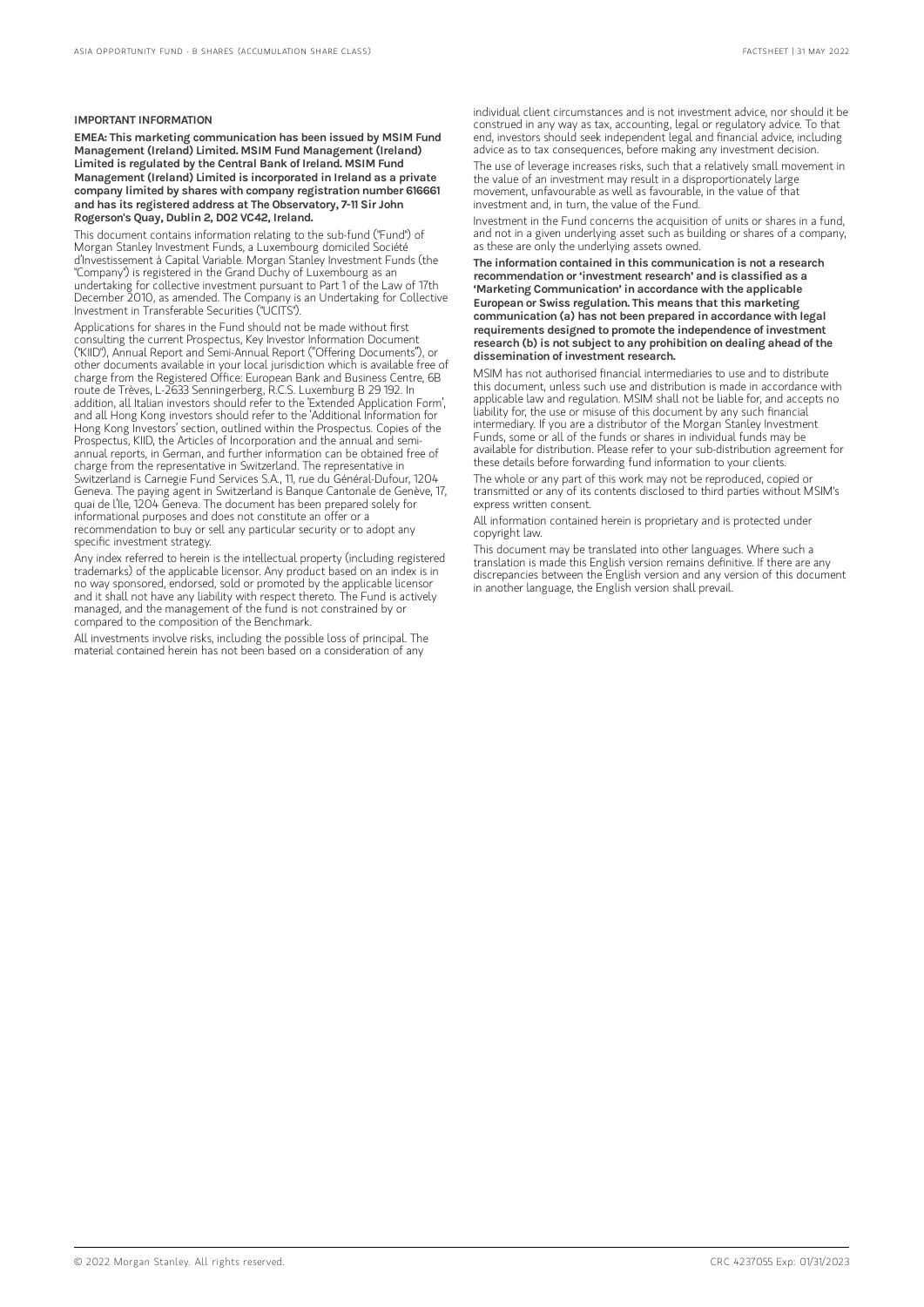### IMPORTANT INFORMATION

**EMEA: This marketing communication has been issued by MSIM Fund Management (Ireland) Limited. MSIM Fund Management (Ireland) Limited is regulated by the Central Bank of Ireland. MSIM Fund Management (Ireland) Limited is incorporated in Ireland as a private company limited by shares with company registration number 616661 and has its registered address at The Observatory, 7-11 Sir John Rogerson's Quay, Dublin 2, D02 VC42, Ireland.**

This document contains information relating to the sub-fund ("Fund") of Morgan Stanley Investment Funds, a Luxembourg domiciled Société d'Investissement à Capital Variable. Morgan Stanley Investment Funds (the "Company") is registered in the Grand Duchy of Luxembourg as an undertaking for collective investment pursuant to Part 1 of the Law of 17th December 2010, as amended. The Company is an Undertaking for Collective Investment in Transferable Securities ("UCITS").

Applications for shares in the Fund should not be made without first consulting the current Prospectus, Key Investor Information Document ("KIID"), Annual Report and Semi-Annual Report ("Offering Documents"), or other documents available in your local jurisdiction which is available free of charge from the Registered Office: European Bank and Business Centre, 6B route de Trèves, L-2633 Senningerberg, R.C.S. Luxemburg B 29 192. In addition, all Italian investors should refer to the 'Extended Application Form', and all Hong Kong investors should refer to the 'Additional Information for Hong Kong Investors' section, outlined within the Prospectus. Copies of the Prospectus, KIID, the Articles of Incorporation and the annual and semi-annual reports, in German, and further information can be obtained free of charge from the representative in Switzerland. The representative in Switzerland is Carnegie Fund Services S.A., 11, rue du Général-Dufour, 1204 Geneva. The paying agent in Switzerland is Banque Cantonale de Genève, 17, quai de l'Ile, 1204 Geneva. The document has been prepared solely for informational purposes and does not constitute an offer or a recommendation to buy or sell any particular security or to adopt any specific investment strategy.

Any index referred to herein is the intellectual property (including registered trademarks) of the applicable licensor. Any product based on an index is in no way sponsored, endorsed, sold or promoted by the applicable licensor and it shall not have any liability with respect thereto. The Fund is actively managed, and the management of the fund is not constrained by or compared to the composition of the Benchmark.

All investments involve risks, including the possible loss of principal. The material contained herein has not been based on a consideration of any individual client circumstances and is not investment advice, nor should it be construed in any way as tax, accounting, legal or regulatory advice. To that end, investors should seek independent legal and financial advice, including advice as to tax consequences, before making any investment decision.

The use of leverage increases risks, such that a relatively small movement in the value of an investment may result in a disproportionately large movement, unfavourable as well as favourable, in the value of that investment and, in turn, the value of the Fund.

Investment in the Fund concerns the acquisition of units or shares in a fund, and not in a given underlying asset such as building or shares of a company, as these are only the underlying assets owned.

**The information contained in this communication is not a research recommendation or 'investment research' and is classified as a 'Marketing Communication' in accordance with the applicable European or Swiss regulation. This means that this marketing communication (a) has not been prepared in accordance with legal requirements designed to promote the independence of investment research (b) is not subject to any prohibition on dealing ahead of the dissemination of investment research.**

MSIM has not authorised financial intermediaries to use and to distribute this document, unless such use and distribution is made in accordance with applicable law and regulation. MSIM shall not be liable for, and accepts no liability for, the use or misuse of this document by any such financial intermediary. If you are a distributor of the Morgan Stanley Investment Funds, some or all of the funds or shares in individual funds may be available for distribution. Please refer to your sub-distribution agreement for these details before forwarding fund information to your clients.

The whole or any part of this work may not be reproduced, copied or transmitted or any of its contents disclosed to third parties without MSIM's express written consent.

All information contained herein is proprietary and is protected under copyright law.

This document may be translated into other languages. Where such a translation is made this English version remains definitive. If there are any discrepancies between the English version and any version of this document in another language, the English version shall prevail.

© 2022 Morgan Stanley. All rights reserved.

CRC 4237055 Exp: 01/31/2023